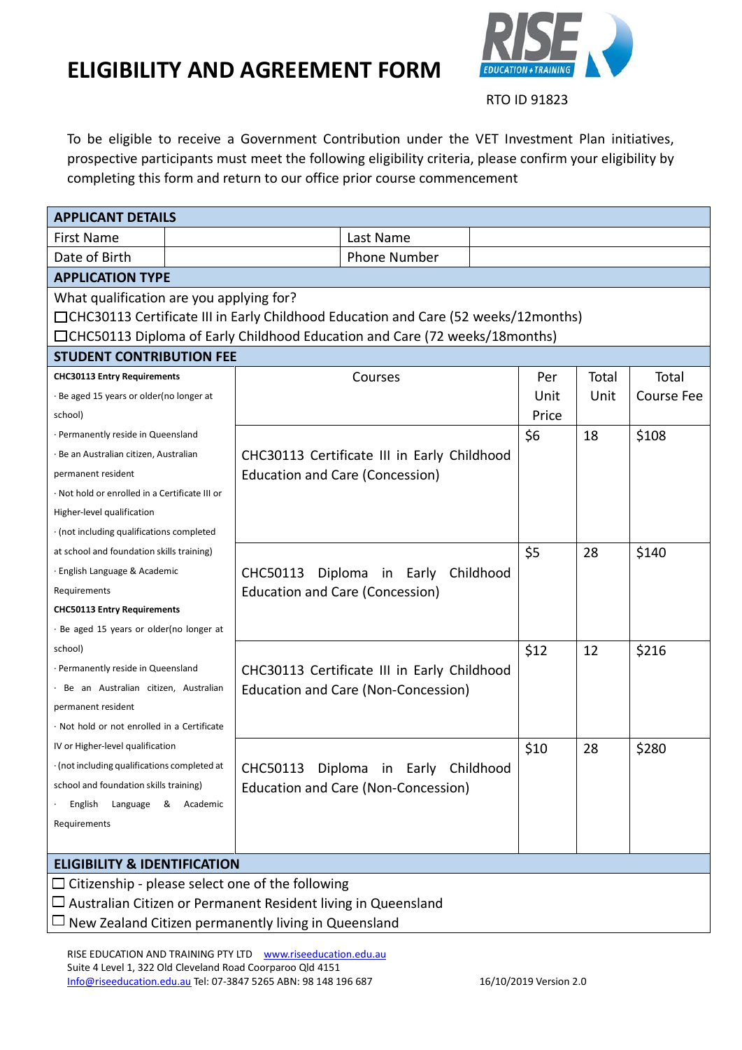# ELIGIBILITY AND AGREEMENT FORM

RTO ID 91823

To be eligible to receive a Government Contribution under the VET Investment Plan initiatives, prospective participants must meet the following eligibility criteria, please confirm your eligibility by completing this form and return to our office prior course commencement

| **APPLICANT DETAILS** | | | |
|---|---|---|---|
| First Name | | Last Name | |
| Date of Birth | | Phone Number | |

**APPLICATION TYPE**

What qualification are you applying for?

☐CHC30113 Certificate III in Early Childhood Education and Care (52 weeks/12months)

☐CHC50113 Diploma of Early Childhood Education and Care (72 weeks/18months)

**STUDENT CONTRIBUTION FEE**

| Entry Requirements | Courses | Per Unit Price | Total Unit | Total Course Fee |
|---|---|---|---|---|
| **CHC30113 Entry Requirements**<br>· Be aged 15 years or older(no longer at school)<br>· Permanently reside in Queensland<br>· Be an Australian citizen, Australian permanent resident<br>· Not hold or enrolled in a Certificate III or Higher-level qualification<br>· (not including qualifications completed at school and foundation skills training)<br>· English Language & Academic Requirements<br>**CHC50113 Entry Requirements**<br>· Be aged 15 years or older(no longer at school)<br>· Permanently reside in Queensland<br>· Be an Australian citizen, Australian permanent resident<br>· Not hold or not enrolled in a Certificate IV or Higher-level qualification<br>· (not including qualifications completed at school and foundation skills training)<br>· English Language & Academic Requirements | CHC30113 Certificate III in Early Childhood Education and Care (Concession) | $6 | 18 | $108 |
| | CHC50113 Diploma in Early Childhood Education and Care (Concession) | $5 | 28 | $140 |
| | CHC30113 Certificate III in Early Childhood Education and Care (Non-Concession) | $12 | 12 | $216 |
| | CHC50113 Diploma in Early Childhood Education and Care (Non-Concession) | $10 | 28 | $280 |

**ELIGIBILITY & IDENTIFICATION**

☐ Citizenship - please select one of the following

☐ Australian Citizen or Permanent Resident living in Queensland

☐ New Zealand Citizen permanently living in Queensland

RISE EDUCATION AND TRAINING PTY LTD www.riseeducation.edu.au
Suite 4 Level 1, 322 Old Cleveland Road Coorparoo Qld 4151
Info@riseeducation.edu.au Tel: 07-3847 5265 ABN: 98 148 196 687

16/10/2019 Version 2.0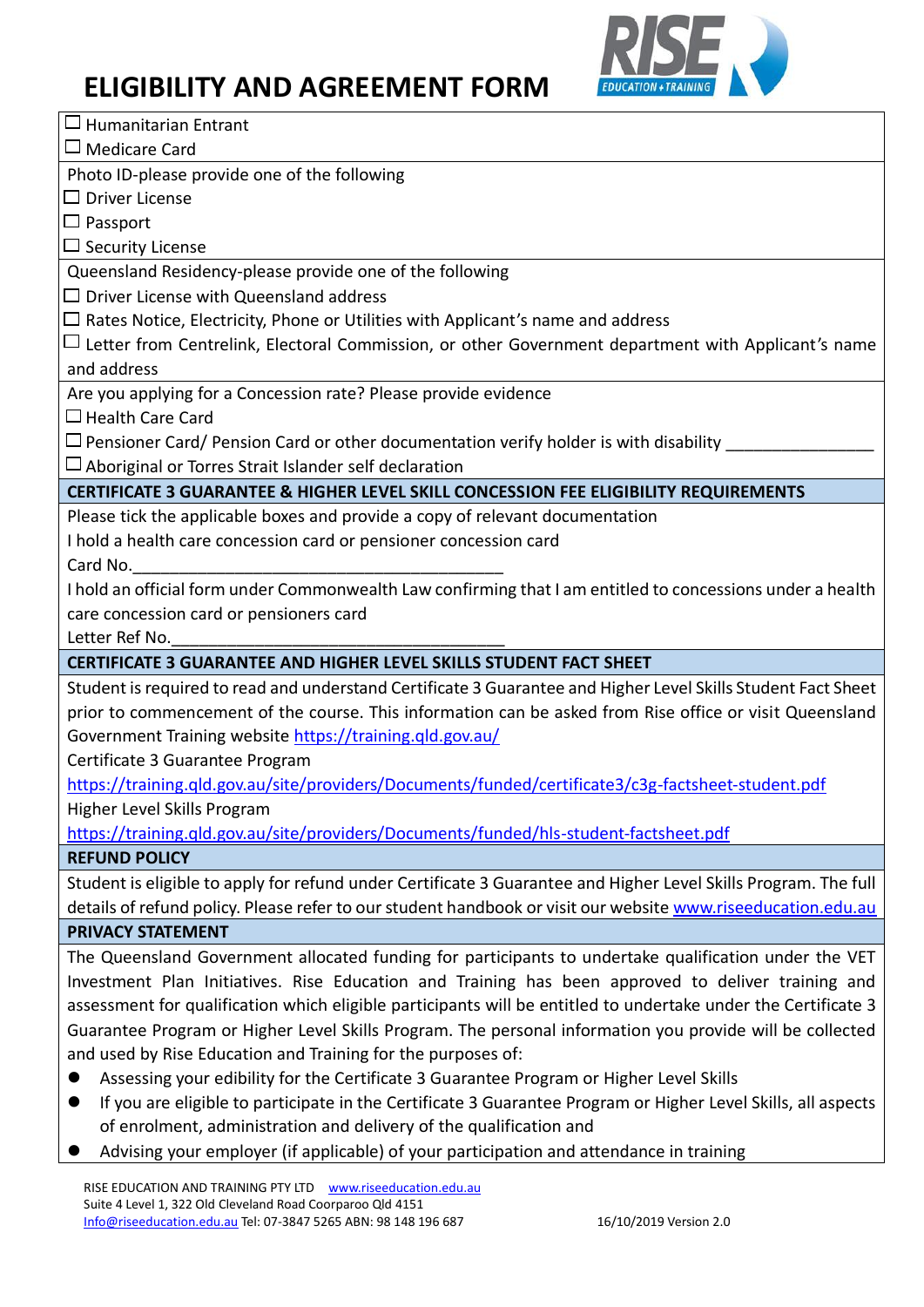# ELIGIBILITY AND AGREEMENT FORM

☐ Humanitarian Entrant
☐ Medicare Card

Photo ID-please provide one of the following
☐ Driver License
☐ Passport
☐ Security License

Queensland Residency-please provide one of the following
☐ Driver License with Queensland address
☐ Rates Notice, Electricity, Phone or Utilities with Applicant's name and address
☐ Letter from Centrelink, Electoral Commission, or other Government department with Applicant's name and address

Are you applying for a Concession rate? Please provide evidence
☐ Health Care Card
☐ Pensioner Card/ Pension Card or other documentation verify holder is with disability ________________
☐ Aboriginal or Torres Strait Islander self declaration

**CERTIFICATE 3 GUARANTEE & HIGHER LEVEL SKILL CONCESSION FEE ELIGIBILITY REQUIREMENTS**

Please tick the applicable boxes and provide a copy of relevant documentation

I hold a health care concession card or pensioner concession card

Card No.________________________________________

I hold an official form under Commonwealth Law confirming that I am entitled to concessions under a health care concession card or pensioners card

Letter Ref No.____________________________________

**CERTIFICATE 3 GUARANTEE AND HIGHER LEVEL SKILLS STUDENT FACT SHEET**

Student is required to read and understand Certificate 3 Guarantee and Higher Level Skills Student Fact Sheet prior to commencement of the course. This information can be asked from Rise office or visit Queensland Government Training website https://training.qld.gov.au/

Certificate 3 Guarantee Program
https://training.qld.gov.au/site/providers/Documents/funded/certificate3/c3g-factsheet-student.pdf

Higher Level Skills Program
https://training.qld.gov.au/site/providers/Documents/funded/hls-student-factsheet.pdf

**REFUND POLICY**

Student is eligible to apply for refund under Certificate 3 Guarantee and Higher Level Skills Program. The full details of refund policy. Please refer to our student handbook or visit our website www.riseeducation.edu.au

**PRIVACY STATEMENT**

The Queensland Government allocated funding for participants to undertake qualification under the VET Investment Plan Initiatives. Rise Education and Training has been approved to deliver training and assessment for qualification which eligible participants will be entitled to undertake under the Certificate 3 Guarantee Program or Higher Level Skills Program. The personal information you provide will be collected and used by Rise Education and Training for the purposes of:

- Assessing your edibility for the Certificate 3 Guarantee Program or Higher Level Skills
- If you are eligible to participate in the Certificate 3 Guarantee Program or Higher Level Skills, all aspects of enrolment, administration and delivery of the qualification and
- Advising your employer (if applicable) of your participation and attendance in training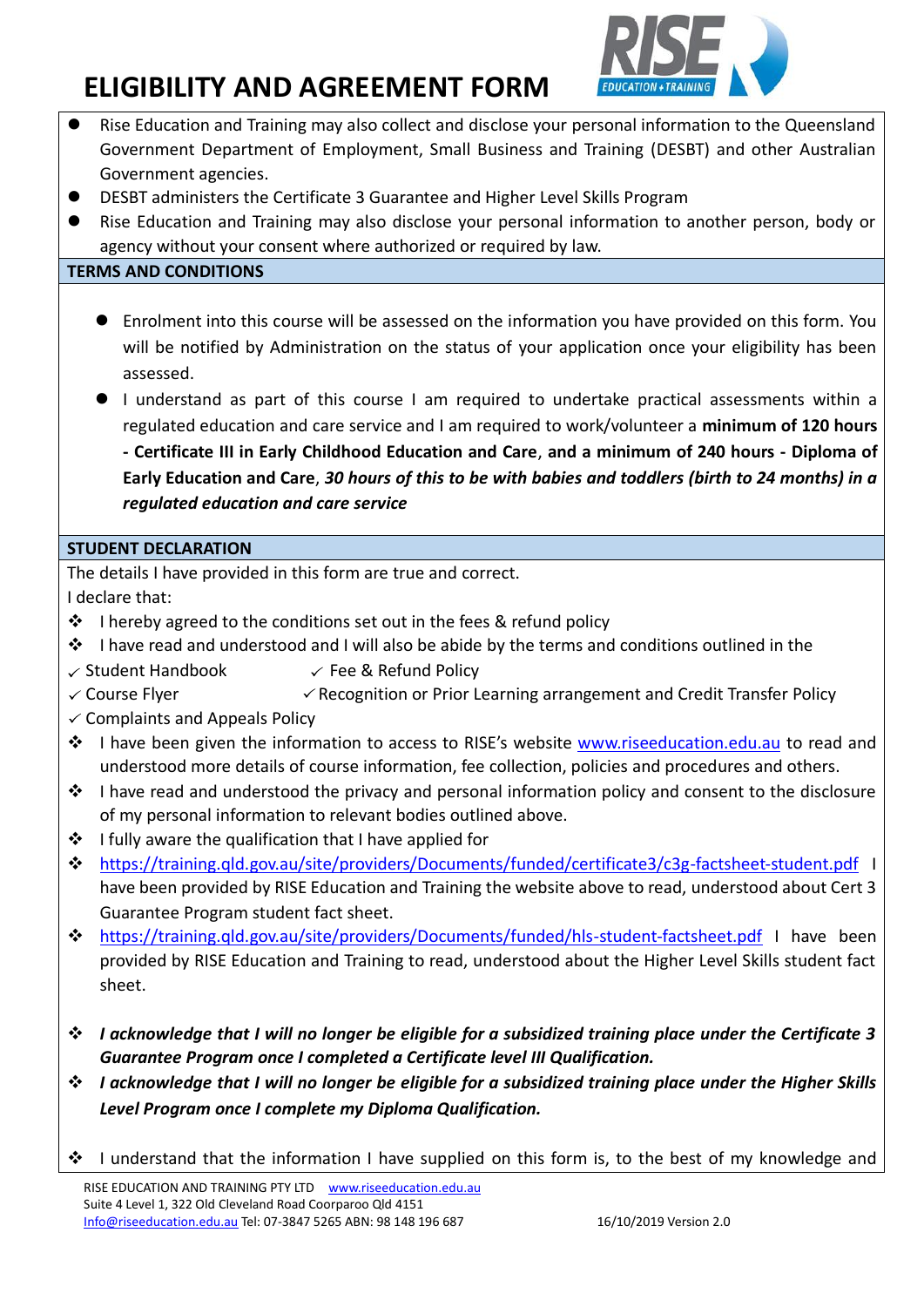// Title header "ELIGIBILITY AND AGREEMENT FORM" appears at top; it's a repeating header likely, but include? It's the form title. Keep it.

# ELIGIBILITY AND AGREEMENT FORM

- Rise Education and Training may also collect and disclose your personal information to the Queensland Government Department of Employment, Small Business and Training (DESBT) and other Australian Government agencies.
- DESBT administers the Certificate 3 Guarantee and Higher Level Skills Program
- Rise Education and Training may also disclose your personal information to another person, body or agency without your consent where authorized or required by law.

## TERMS AND CONDITIONS

- Enrolment into this course will be assessed on the information you have provided on this form. You will be notified by Administration on the status of your application once your eligibility has been assessed.
- I understand as part of this course I am required to undertake practical assessments within a regulated education and care service and I am required to work/volunteer a **minimum of 120 hours - Certificate III in Early Childhood Education and Care**, **and a minimum of 240 hours - Diploma of Early Education and Care**, ***30 hours of this to be with babies and toddlers (birth to 24 months) in a regulated education and care service***

## STUDENT DECLARATION

The details I have provided in this form are true and correct.

I declare that:

- I hereby agreed to the conditions set out in the fees & refund policy
- I have read and understood and I will also be abide by the terms and conditions outlined in the
  - ✓ Student Handbook
  - ✓ Fee & Refund Policy
  - ✓ Course Flyer
  - ✓ Recognition or Prior Learning arrangement and Credit Transfer Policy
  - ✓ Complaints and Appeals Policy
- I have been given the information to access to RISE's website www.riseeducation.edu.au to read and understood more details of course information, fee collection, policies and procedures and others.
- I have read and understood the privacy and personal information policy and consent to the disclosure of my personal information to relevant bodies outlined above.
- I fully aware the qualification that I have applied for
- https://training.qld.gov.au/site/providers/Documents/funded/certificate3/c3g-factsheet-student.pdf I have been provided by RISE Education and Training the website above to read, understood about Cert 3 Guarantee Program student fact sheet.
- https://training.qld.gov.au/site/providers/Documents/funded/hls-student-factsheet.pdf I have been provided by RISE Education and Training to read, understood about the Higher Level Skills student fact sheet.
- ***I acknowledge that I will no longer be eligible for a subsidized training place under the Certificate 3 Guarantee Program once I completed a Certificate level III Qualification.***
- ***I acknowledge that I will no longer be eligible for a subsidized training place under the Higher Skills Level Program once I complete my Diploma Qualification.***
- I understand that the information I have supplied on this form is, to the best of my knowledge and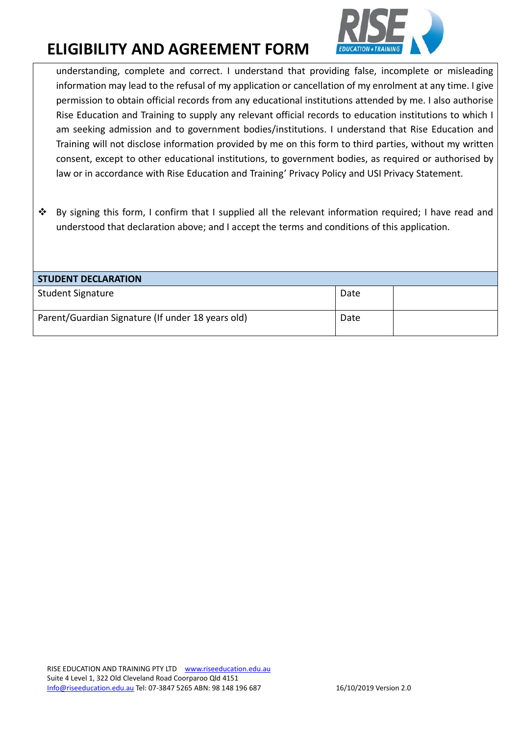# ELIGIBILITY AND AGREEMENT FORM

understanding, complete and correct. I understand that providing false, incomplete or misleading information may lead to the refusal of my application or cancellation of my enrolment at any time. I give permission to obtain official records from any educational institutions attended by me. I also authorise Rise Education and Training to supply any relevant official records to education institutions to which I am seeking admission and to government bodies/institutions. I understand that Rise Education and Training will not disclose information provided by me on this form to third parties, without my written consent, except to other educational institutions, to government bodies, as required or authorised by law or in accordance with Rise Education and Training' Privacy Policy and USI Privacy Statement.

- By signing this form, I confirm that I supplied all the relevant information required; I have read and understood that declaration above; and I accept the terms and conditions of this application.

| **STUDENT DECLARATION** | | |
|---|---|---|
| Student Signature | Date | |
| Parent/Guardian Signature (If under 18 years old) | Date | |

RISE EDUCATION AND TRAINING PTY LTD www.riseeducation.edu.au
Suite 4 Level 1, 322 Old Cleveland Road Coorparoo Qld 4151
Info@riseeducation.edu.au Tel: 07-3847 5265 ABN: 98 148 196 687 16/10/2019 Version 2.0